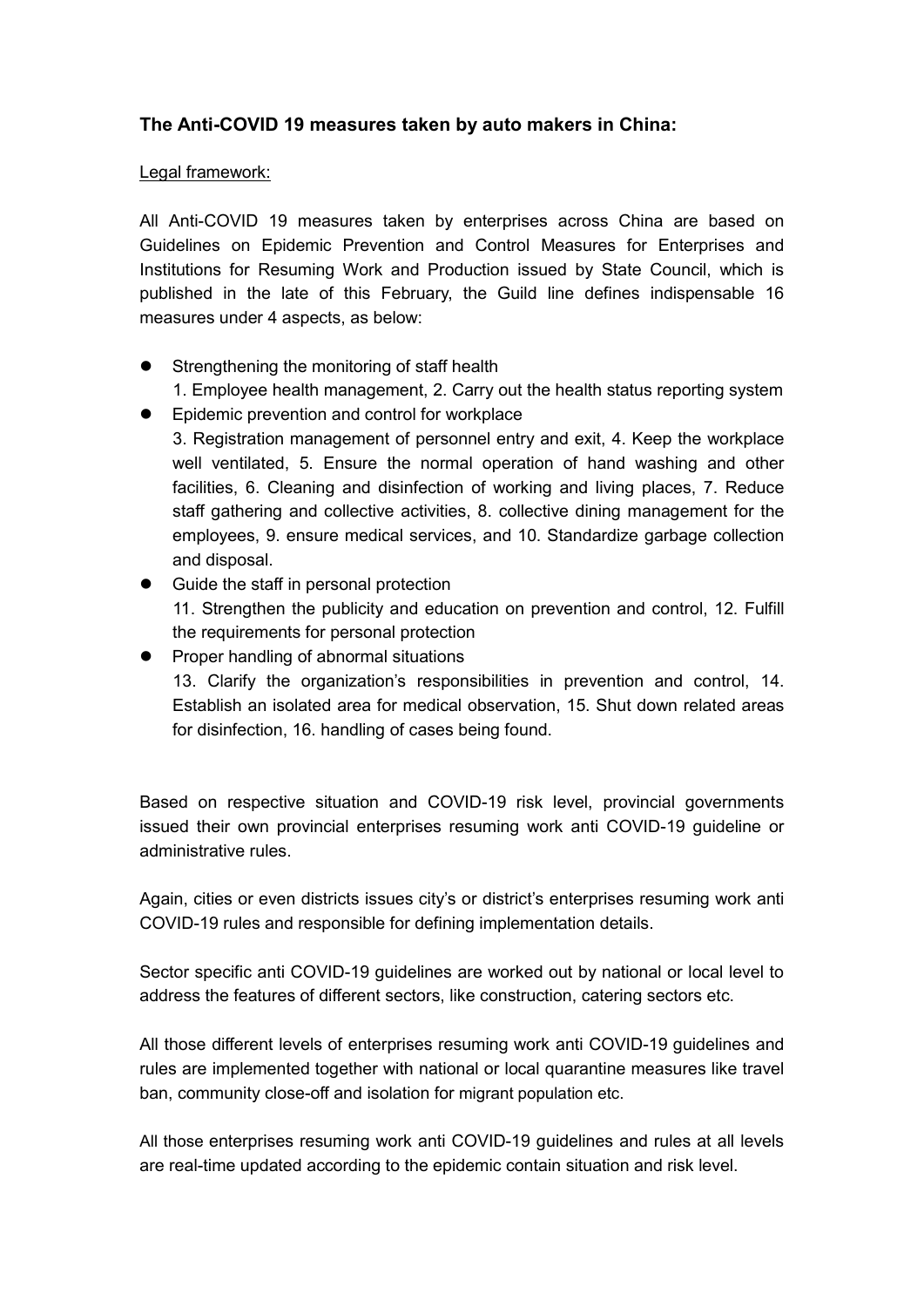### **The Anti-COVID 19 measures taken by auto makers in China:**

Legal framework:

All Anti-COVID 19 measures taken by enterprises across China are based on Guidelines on Epidemic Prevention and Control Measures for Enterprises and Institutions for Resuming Work and Production issued by State Council, which is published in the late of this February, the Guild line defines indispensable 16 measures under 4 aspects, as below:

- Strengthening the monitoring of staff health
  1. Employee health management, 2. Carry out the health status reporting system
- Epidemic prevention and control for workplace
  3. Registration management of personnel entry and exit, 4. Keep the workplace well ventilated, 5. Ensure the normal operation of hand washing and other facilities, 6. Cleaning and disinfection of working and living places, 7. Reduce staff gathering and collective activities, 8. collective dining management for the employees, 9. ensure medical services, and 10. Standardize garbage collection and disposal.
- Guide the staff in personal protection
  11. Strengthen the publicity and education on prevention and control, 12. Fulfill the requirements for personal protection
- Proper handling of abnormal situations
  13. Clarify the organization's responsibilities in prevention and control, 14. Establish an isolated area for medical observation, 15. Shut down related areas for disinfection, 16. handling of cases being found.

Based on respective situation and COVID-19 risk level, provincial governments issued their own provincial enterprises resuming work anti COVID-19 guideline or administrative rules.

Again, cities or even districts issues city's or district's enterprises resuming work anti COVID-19 rules and responsible for defining implementation details.

Sector specific anti COVID-19 guidelines are worked out by national or local level to address the features of different sectors, like construction, catering sectors etc.

All those different levels of enterprises resuming work anti COVID-19 guidelines and rules are implemented together with national or local quarantine measures like travel ban, community close-off and isolation for migrant population etc.

All those enterprises resuming work anti COVID-19 guidelines and rules at all levels are real-time updated according to the epidemic contain situation and risk level.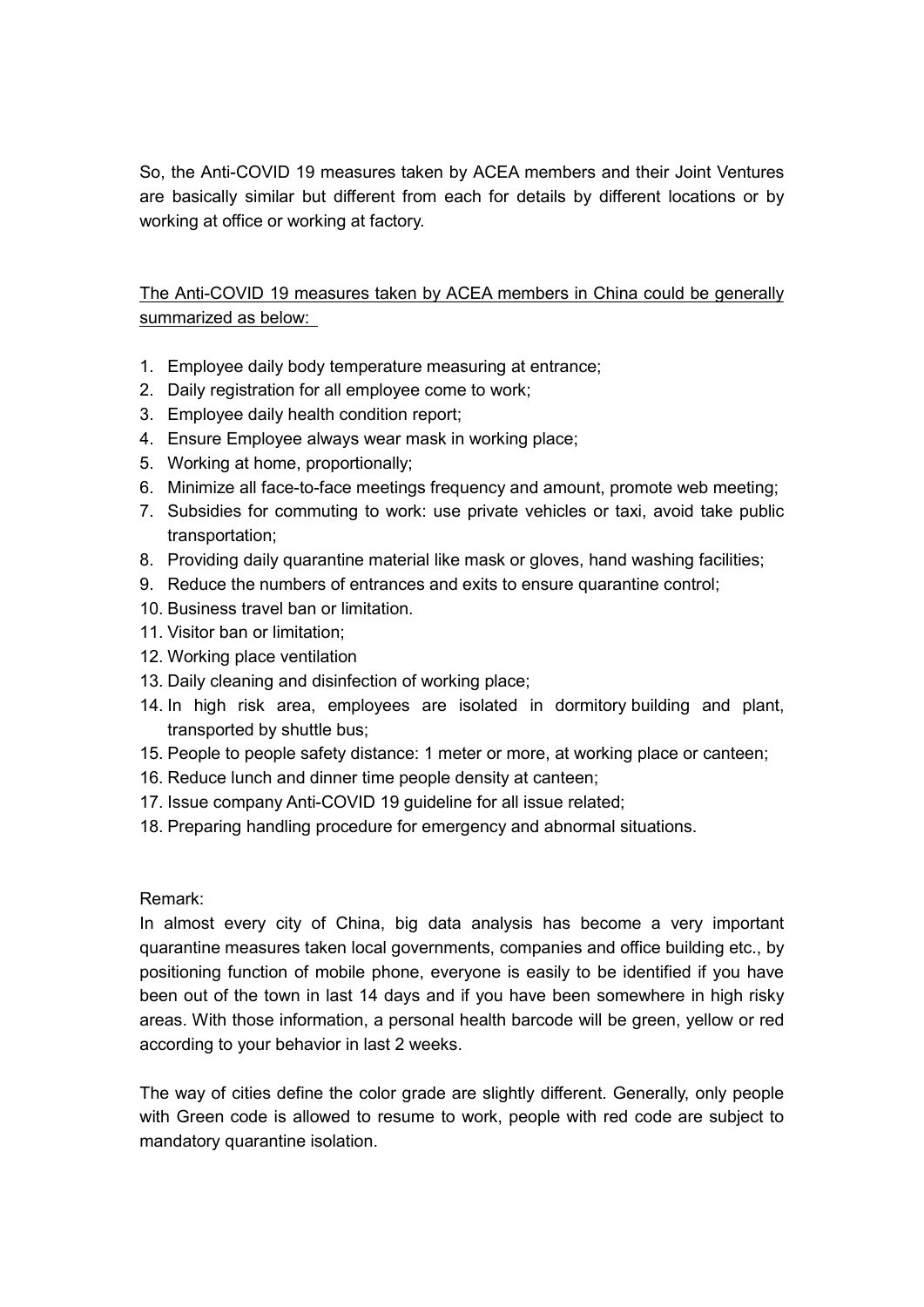So, the Anti-COVID 19 measures taken by ACEA members and their Joint Ventures are basically similar but different from each for details by different locations or by working at office or working at factory.

<u>The Anti-COVID 19 measures taken by ACEA members in China could be generally summarized as below:</u>

1. Employee daily body temperature measuring at entrance;
2. Daily registration for all employee come to work;
3. Employee daily health condition report;
4. Ensure Employee always wear mask in working place;
5. Working at home, proportionally;
6. Minimize all face-to-face meetings frequency and amount, promote web meeting;
7. Subsidies for commuting to work: use private vehicles or taxi, avoid take public transportation;
8. Providing daily quarantine material like mask or gloves, hand washing facilities;
9. Reduce the numbers of entrances and exits to ensure quarantine control;
10. Business travel ban or limitation.
11. Visitor ban or limitation;
12. Working place ventilation
13. Daily cleaning and disinfection of working place;
14. In high risk area, employees are isolated in dormitory building and plant, transported by shuttle bus;
15. People to people safety distance: 1 meter or more, at working place or canteen;
16. Reduce lunch and dinner time people density at canteen;
17. Issue company Anti-COVID 19 guideline for all issue related;
18. Preparing handling procedure for emergency and abnormal situations.

Remark:
In almost every city of China, big data analysis has become a very important quarantine measures taken local governments, companies and office building etc., by positioning function of mobile phone, everyone is easily to be identified if you have been out of the town in last 14 days and if you have been somewhere in high risky areas. With those information, a personal health barcode will be green, yellow or red according to your behavior in last 2 weeks.

The way of cities define the color grade are slightly different. Generally, only people with Green code is allowed to resume to work, people with red code are subject to mandatory quarantine isolation.